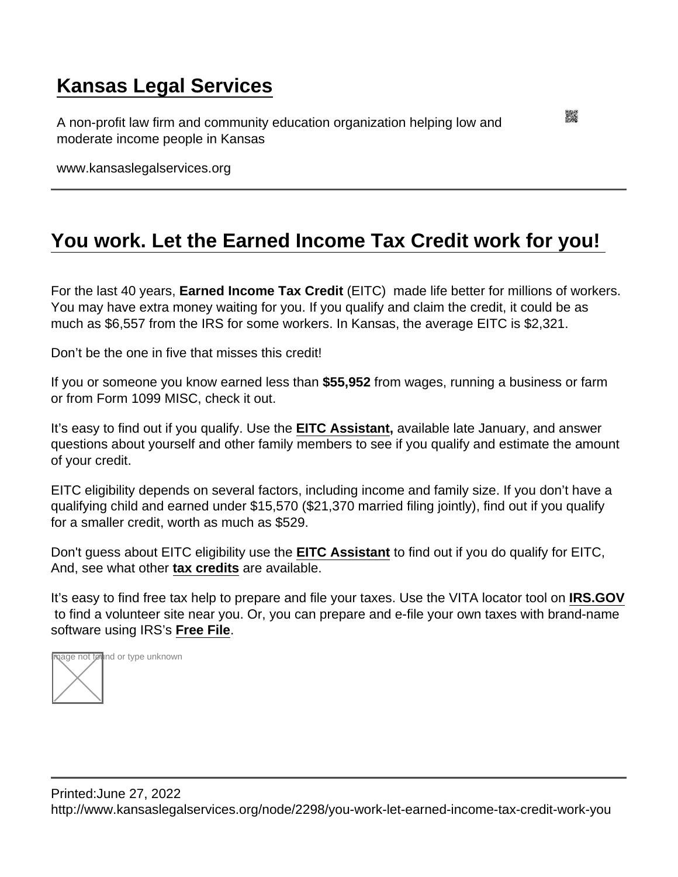# Kansas Legal Services

A non-profit law firm and community education organization helping low and moderate income people in Kansas

www.kansaslegalservices.org

## You work. Let the Earned Income Tax Credit work for you!

For the last 40 years, **Earned Income Tax Credit** (EITC) made life better for millions of workers. You may have extra money waiting for you. If you qualify and claim the credit, it could be as much as $6,557 from the IRS for some workers. In Kansas, the average EITC is $2,321.

Don't be the one in five that misses this credit!

If you or someone you know earned less than **$55,952** from wages, running a business or farm or from Form 1099 MISC, check it out.

It's easy to find out if you qualify. Use the **EITC Assistant,** available late January, and answer questions about yourself and other family members to see if you qualify and estimate the amount of your credit.

EITC eligibility depends on several factors, including income and family size. If you don't have a qualifying child and earned under $15,570 ($21,370 married filing jointly), find out if you qualify for a smaller credit, worth as much as $529.

Don't guess about EITC eligibility use the **EITC Assistant** to find out if you do qualify for EITC, And, see what other **tax credits** are available.

It's easy to find free tax help to prepare and file your taxes. Use the VITA locator tool on **IRS.GOV** to find a volunteer site near you. Or, you can prepare and e-file your own taxes with brand-name software using IRS's **Free File**.

Image not found or type unknown

Printed:June 27, 2022
http://www.kansaslegalservices.org/node/2298/you-work-let-earned-income-tax-credit-work-you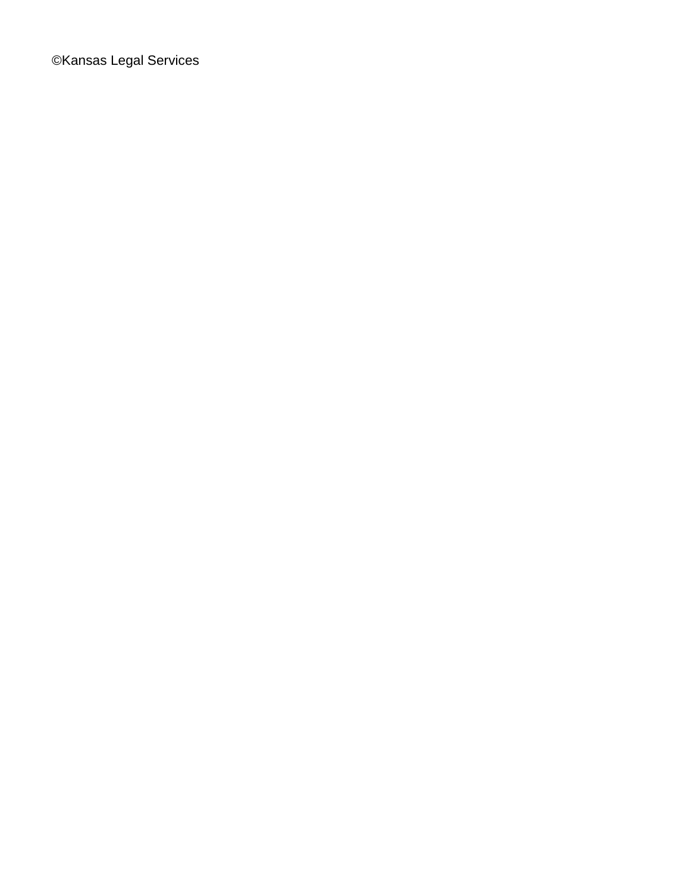©Kansas Legal Services